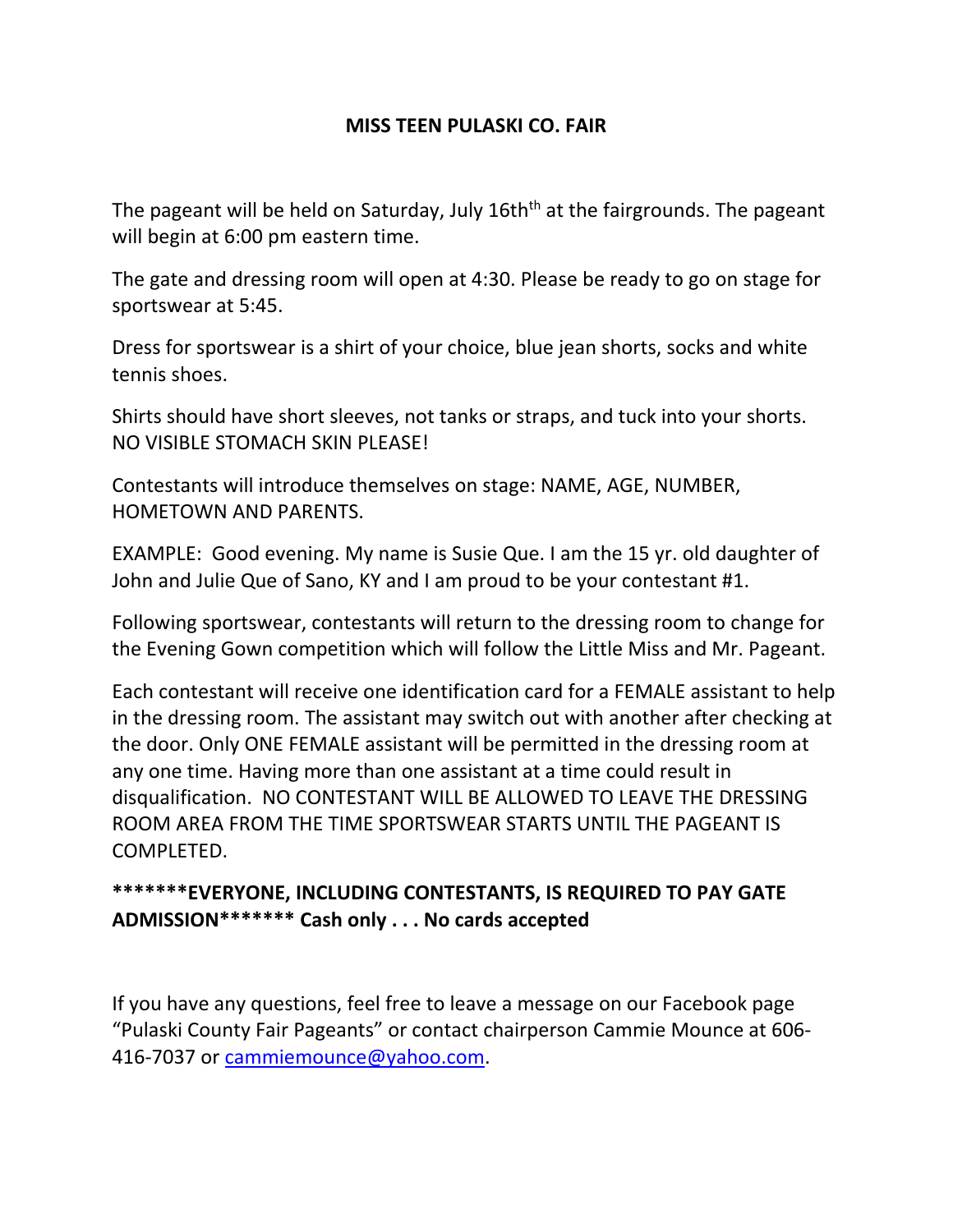# MISS TEEN PULASKI CO. FAIR

The pageant will be held on Saturday, July 16th$^{th}$ at the fairgrounds. The pageant will begin at 6:00 pm eastern time.

The gate and dressing room will open at 4:30. Please be ready to go on stage for sportswear at 5:45.

Dress for sportswear is a shirt of your choice, blue jean shorts, socks and white tennis shoes.

Shirts should have short sleeves, not tanks or straps, and tuck into your shorts. NO VISIBLE STOMACH SKIN PLEASE!

Contestants will introduce themselves on stage: NAME, AGE, NUMBER, HOMETOWN AND PARENTS.

EXAMPLE: Good evening. My name is Susie Que. I am the 15 yr. old daughter of John and Julie Que of Sano, KY and I am proud to be your contestant #1.

Following sportswear, contestants will return to the dressing room to change for the Evening Gown competition which will follow the Little Miss and Mr. Pageant.

Each contestant will receive one identification card for a FEMALE assistant to help in the dressing room. The assistant may switch out with another after checking at the door. Only ONE FEMALE assistant will be permitted in the dressing room at any one time. Having more than one assistant at a time could result in disqualification. NO CONTESTANT WILL BE ALLOWED TO LEAVE THE DRESSING ROOM AREA FROM THE TIME SPORTSWEAR STARTS UNTIL THE PAGEANT IS COMPLETED.

**\*\*\*\*\*\*\*EVERYONE, INCLUDING CONTESTANTS, IS REQUIRED TO PAY GATE ADMISSION\*\*\*\*\*\*\* Cash only . . . No cards accepted**

If you have any questions, feel free to leave a message on our Facebook page "Pulaski County Fair Pageants" or contact chairperson Cammie Mounce at 606-416-7037 or cammiemounce@yahoo.com.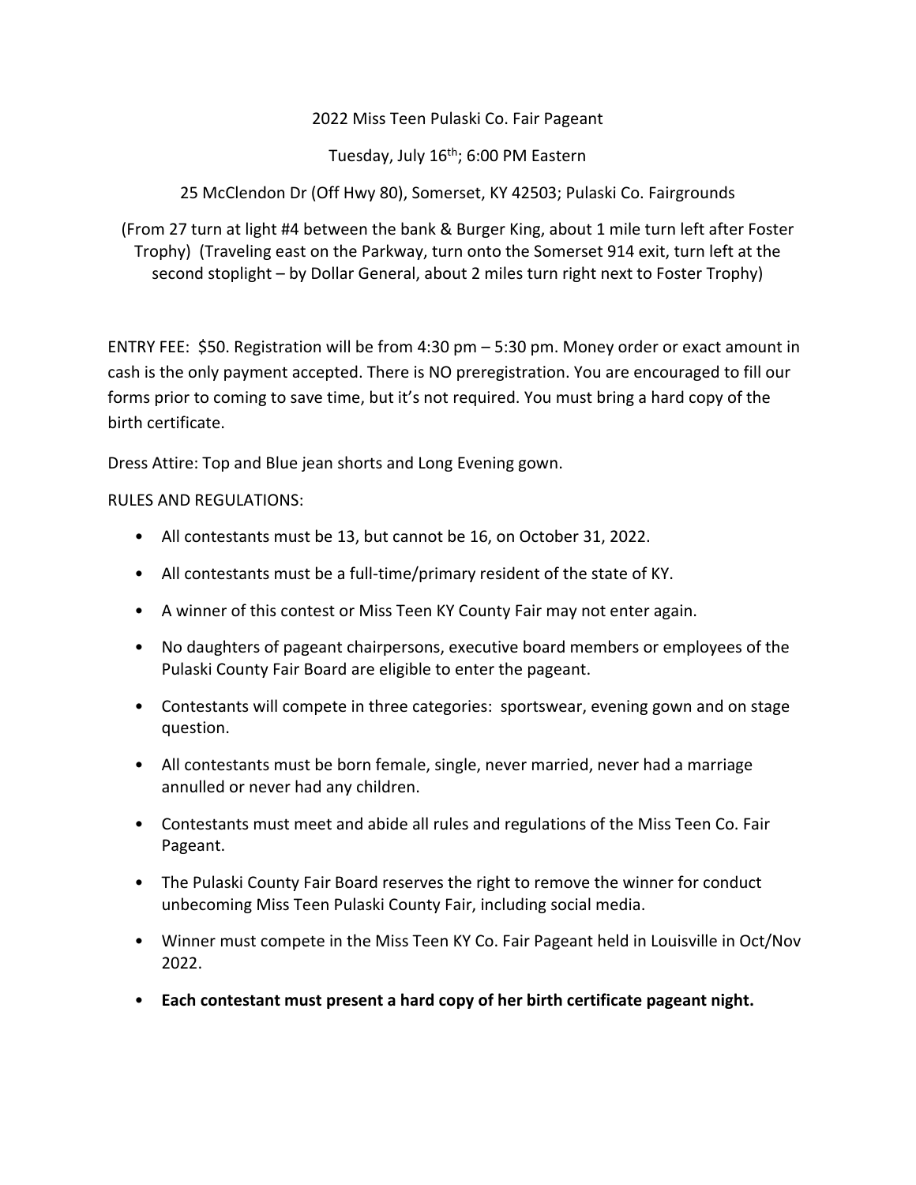2022 Miss Teen Pulaski Co. Fair Pageant

Tuesday, July 16th; 6:00 PM Eastern

25 McClendon Dr (Off Hwy 80), Somerset, KY 42503; Pulaski Co. Fairgrounds

(From 27 turn at light #4 between the bank & Burger King, about 1 mile turn left after Foster Trophy) (Traveling east on the Parkway, turn onto the Somerset 914 exit, turn left at the second stoplight – by Dollar General, about 2 miles turn right next to Foster Trophy)

ENTRY FEE: $50. Registration will be from 4:30 pm – 5:30 pm. Money order or exact amount in cash is the only payment accepted. There is NO preregistration. You are encouraged to fill our forms prior to coming to save time, but it's not required. You must bring a hard copy of the birth certificate.

Dress Attire: Top and Blue jean shorts and Long Evening gown.

RULES AND REGULATIONS:

- All contestants must be 13, but cannot be 16, on October 31, 2022.
- All contestants must be a full-time/primary resident of the state of KY.
- A winner of this contest or Miss Teen KY County Fair may not enter again.
- No daughters of pageant chairpersons, executive board members or employees of the Pulaski County Fair Board are eligible to enter the pageant.
- Contestants will compete in three categories: sportswear, evening gown and on stage question.
- All contestants must be born female, single, never married, never had a marriage annulled or never had any children.
- Contestants must meet and abide all rules and regulations of the Miss Teen Co. Fair Pageant.
- The Pulaski County Fair Board reserves the right to remove the winner for conduct unbecoming Miss Teen Pulaski County Fair, including social media.
- Winner must compete in the Miss Teen KY Co. Fair Pageant held in Louisville in Oct/Nov 2022.
- **Each contestant must present a hard copy of her birth certificate pageant night.**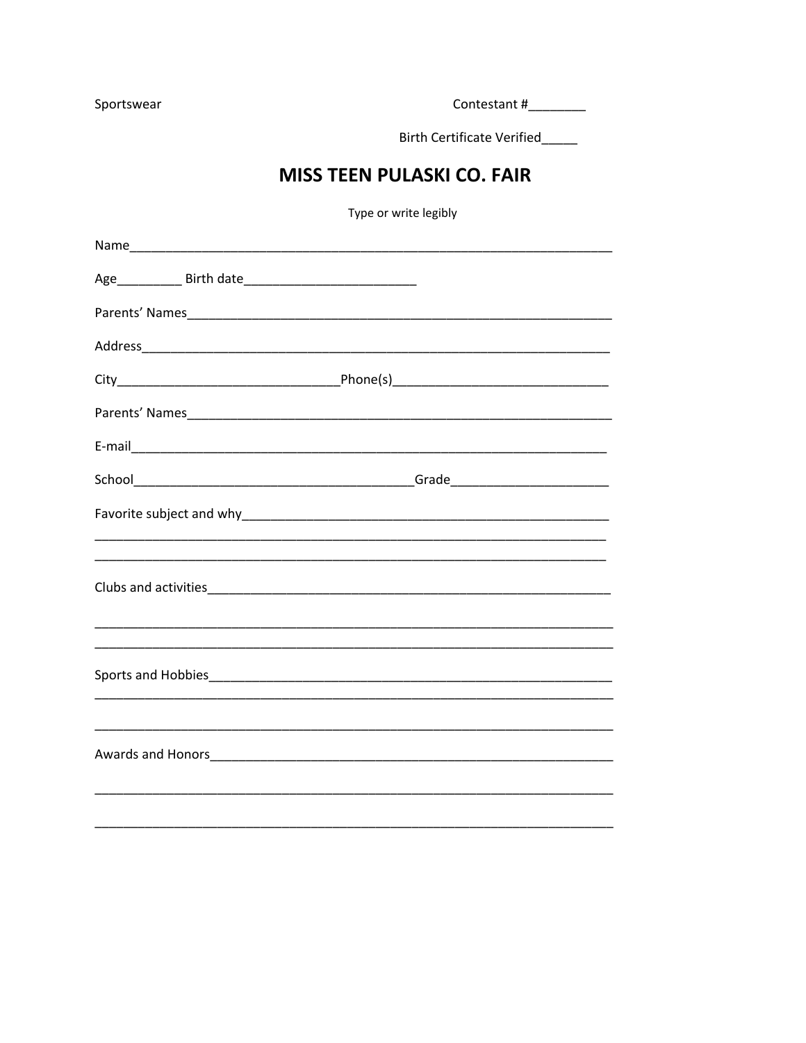Sportswear

Contestant #________

Birth Certificate Verified_____

# MISS TEEN PULASKI CO. FAIR

Type or write legibly

Name______________________________________________________________________

Age_________ Birth date________________________

Parents' Names______________________________________________________________

Address____________________________________________________________________

City_______________________________Phone(s)_____________________________

Parents' Names______________________________________________________________

E-mail______________________________________________________________________

School_______________________________________Grade______________________

Favorite subject and why____________________________________________________

___________________________________________________________________________

___________________________________________________________________________

Clubs and activities_________________________________________________________

___________________________________________________________________________

___________________________________________________________________________

Sports and Hobbies__________________________________________________________

___________________________________________________________________________

___________________________________________________________________________

Awards and Honors__________________________________________________________

___________________________________________________________________________

___________________________________________________________________________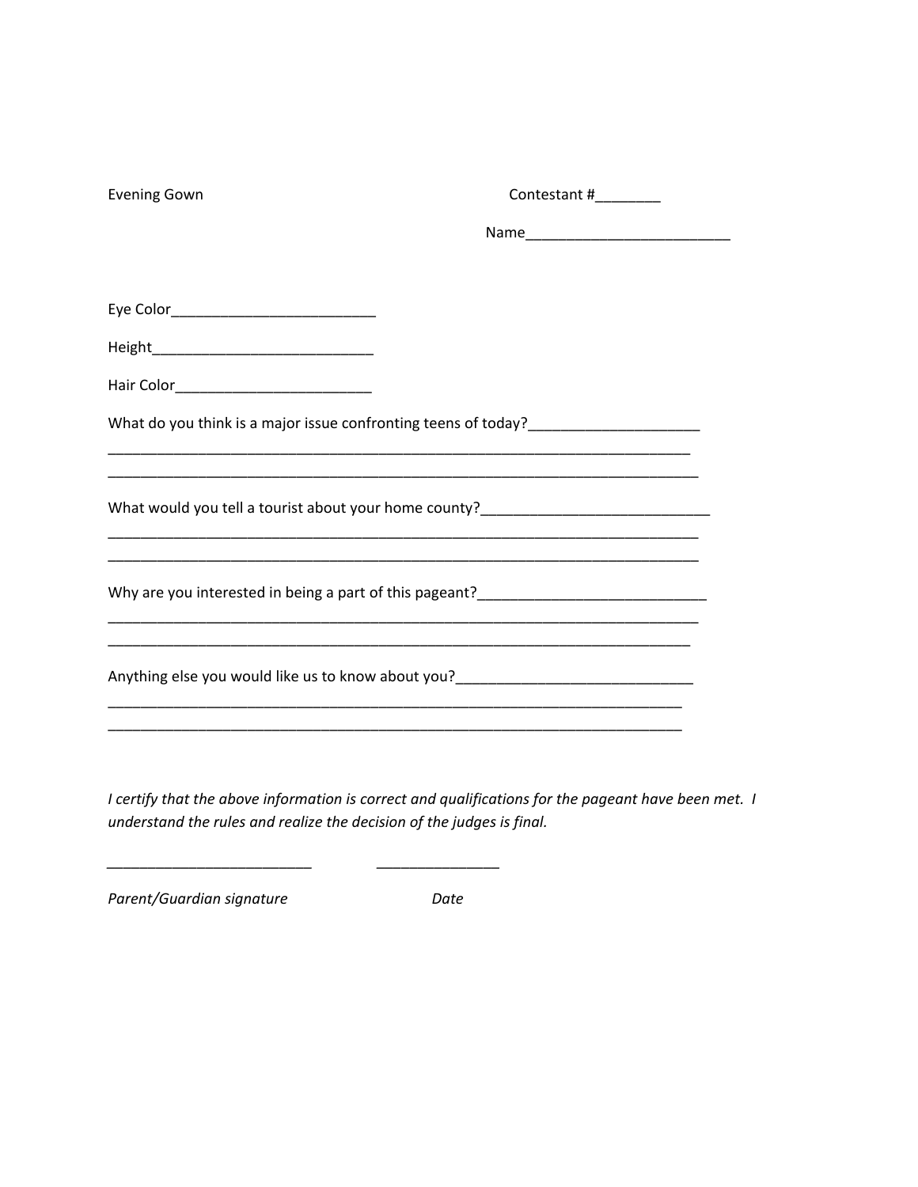Evening Gown

Contestant #________

Name_________________________

Eye Color_________________________

Height___________________________

Hair Color________________________

What do you think is a major issue confronting teens of today?_____________________

_________________________________________________________________________

_________________________________________________________________________

What would you tell a tourist about your home county?____________________________

_________________________________________________________________________

_________________________________________________________________________

Why are you interested in being a part of this pageant?____________________________

_________________________________________________________________________

_________________________________________________________________________

Anything else you would like us to know about you?_____________________________

_________________________________________________________________________

_________________________________________________________________________

*I certify that the above information is correct and qualifications for the pageant have been met. I understand the rules and realize the decision of the judges is final.*

_________________________ _______________

*Parent/Guardian signature* *Date*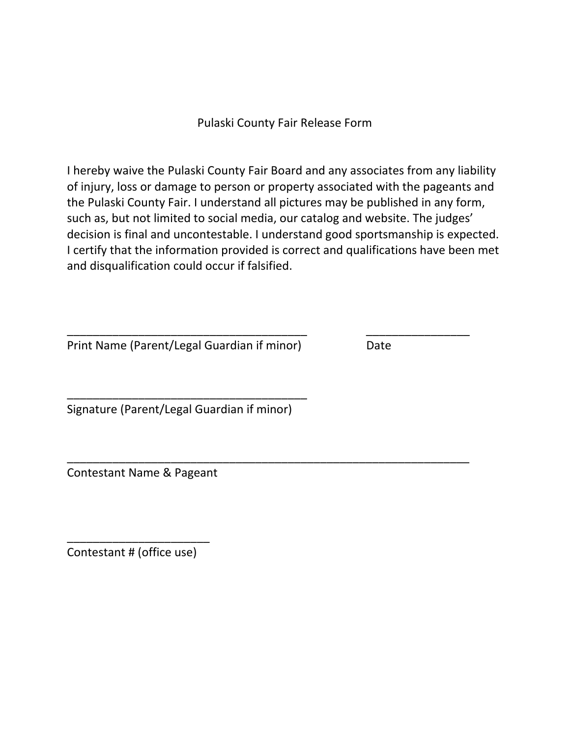# Pulaski County Fair Release Form

I hereby waive the Pulaski County Fair Board and any associates from any liability of injury, loss or damage to person or property associated with the pageants and the Pulaski County Fair. I understand all pictures may be published in any form, such as, but not limited to social media, our catalog and website. The judges' decision is final and uncontestable. I understand good sportsmanship is expected. I certify that the information provided is correct and qualifications have been met and disqualification could occur if falsified.

_______________________________________ ________________
Print Name (Parent/Legal Guardian if minor) Date

_______________________________________
Signature (Parent/Legal Guardian if minor)

_________________________________________________________________
Contestant Name & Pageant

_______________________
Contestant # (office use)